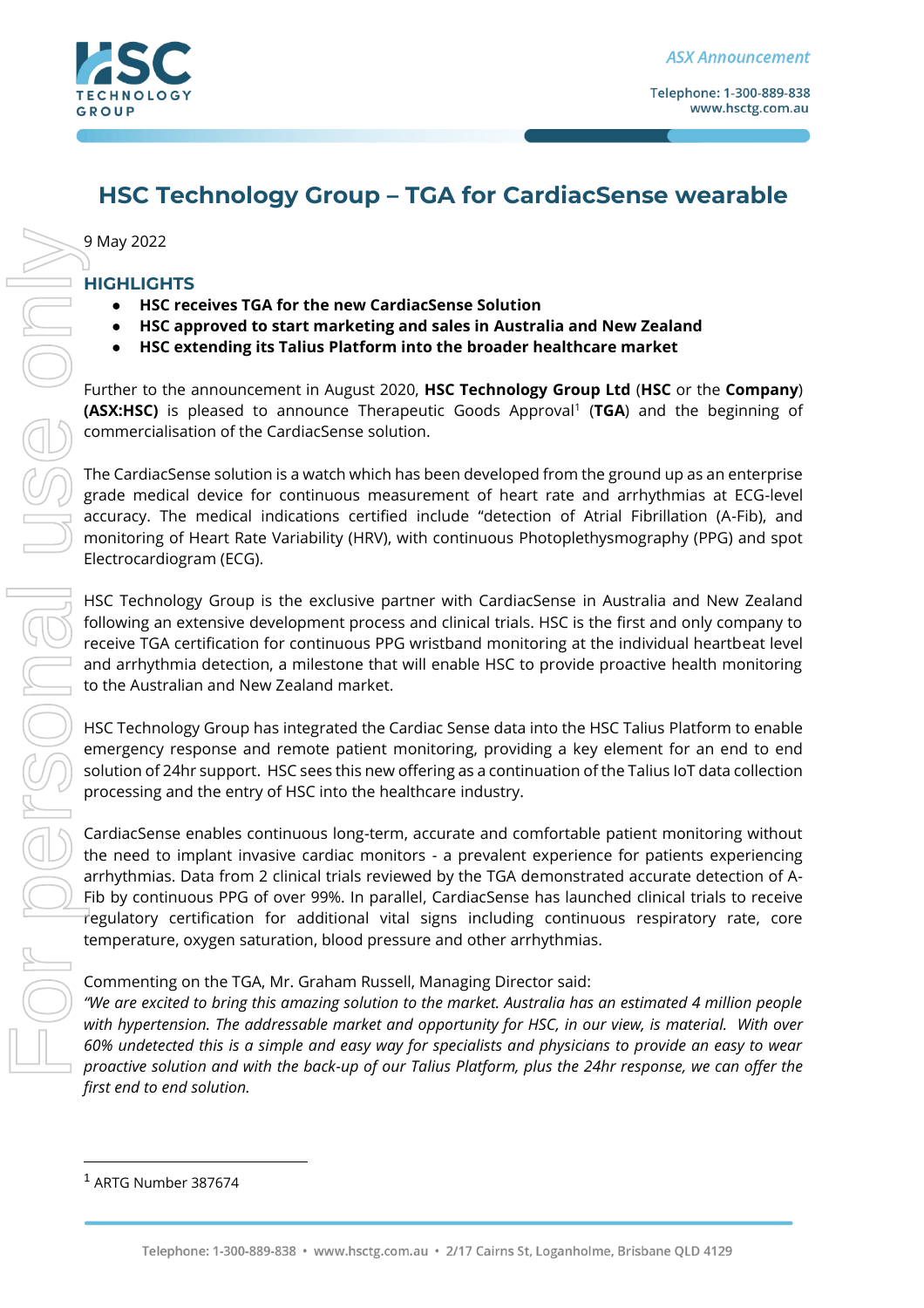# HSC Technology Group – TGA for CardiacSense wearable

9 May 2022

## HIGHLIGHTS

- **HSC receives TGA for the new CardiacSense Solution**
- **HSC approved to start marketing and sales in Australia and New Zealand**
- **HSC extending its Talius Platform into the broader healthcare market**

Further to the announcement in August 2020, **HSC Technology Group Ltd** (**HSC** or the **Company**) **(ASX:HSC)** is pleased to announce Therapeutic Goods Approval[1] (**TGA**) and the beginning of commercialisation of the CardiacSense solution.

The CardiacSense solution is a watch which has been developed from the ground up as an enterprise grade medical device for continuous measurement of heart rate and arrhythmias at ECG-level accuracy. The medical indications certified include "detection of Atrial Fibrillation (A-Fib), and monitoring of Heart Rate Variability (HRV), with continuous Photoplethysmography (PPG) and spot Electrocardiogram (ECG).

HSC Technology Group is the exclusive partner with CardiacSense in Australia and New Zealand following an extensive development process and clinical trials. HSC is the first and only company to receive TGA certification for continuous PPG wristband monitoring at the individual heartbeat level and arrhythmia detection, a milestone that will enable HSC to provide proactive health monitoring to the Australian and New Zealand market.

HSC Technology Group has integrated the Cardiac Sense data into the HSC Talius Platform to enable emergency response and remote patient monitoring, providing a key element for an end to end solution of 24hr support. HSC sees this new offering as a continuation of the Talius IoT data collection processing and the entry of HSC into the healthcare industry.

CardiacSense enables continuous long-term, accurate and comfortable patient monitoring without the need to implant invasive cardiac monitors - a prevalent experience for patients experiencing arrhythmias. Data from 2 clinical trials reviewed by the TGA demonstrated accurate detection of A-Fib by continuous PPG of over 99%. In parallel, CardiacSense has launched clinical trials to receive regulatory certification for additional vital signs including continuous respiratory rate, core temperature, oxygen saturation, blood pressure and other arrhythmias.

Commenting on the TGA, Mr. Graham Russell, Managing Director said:
*"We are excited to bring this amazing solution to the market. Australia has an estimated 4 million people with hypertension. The addressable market and opportunity for HSC, in our view, is material. With over 60% undetected this is a simple and easy way for specialists and physicians to provide an easy to wear proactive solution and with the back-up of our Talius Platform, plus the 24hr response, we can offer the first end to end solution.*

---

[1] ARTG Number 387674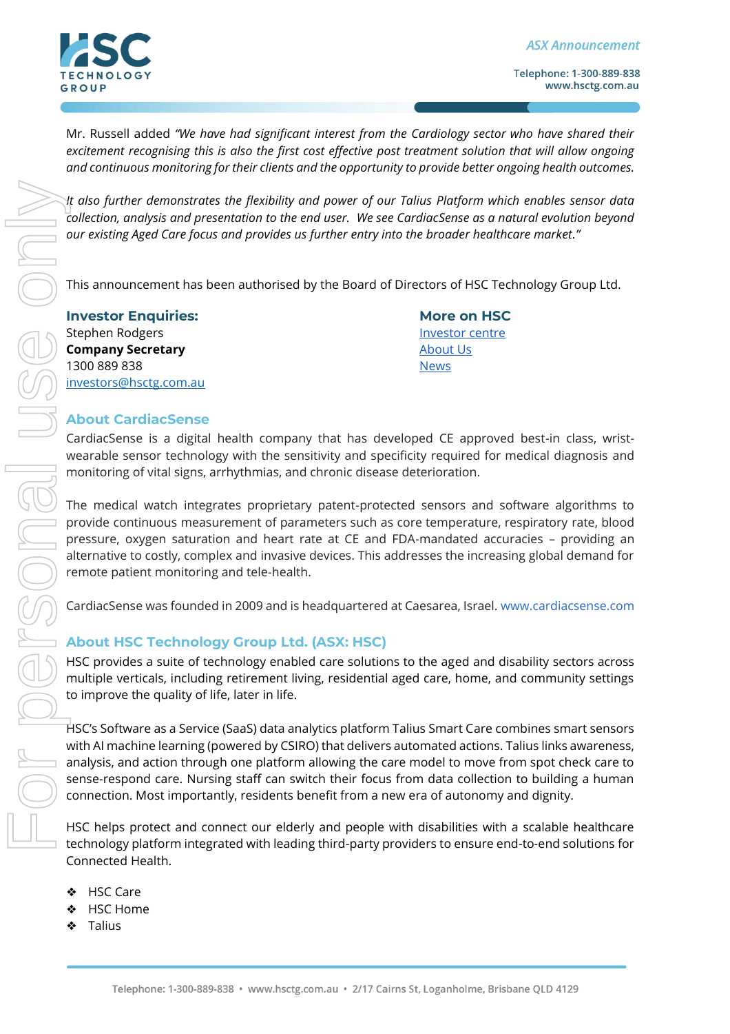Mr. Russell added *"We have had significant interest from the Cardiology sector who have shared their excitement recognising this is also the first cost effective post treatment solution that will allow ongoing and continuous monitoring for their clients and the opportunity to provide better ongoing health outcomes.*

*It also further demonstrates the flexibility and power of our Talius Platform which enables sensor data collection, analysis and presentation to the end user. We see CardiacSense as a natural evolution beyond our existing Aged Care focus and provides us further entry into the broader healthcare market."*

This announcement has been authorised by the Board of Directors of HSC Technology Group Ltd.

**Investor Enquiries:**
Stephen Rodgers
**Company Secretary**
1300 889 838
investors@hsctg.com.au

**More on HSC**
Investor centre
About Us
News

## About CardiacSense

CardiacSense is a digital health company that has developed CE approved best-in class, wrist-wearable sensor technology with the sensitivity and specificity required for medical diagnosis and monitoring of vital signs, arrhythmias, and chronic disease deterioration.

The medical watch integrates proprietary patent-protected sensors and software algorithms to provide continuous measurement of parameters such as core temperature, respiratory rate, blood pressure, oxygen saturation and heart rate at CE and FDA-mandated accuracies – providing an alternative to costly, complex and invasive devices. This addresses the increasing global demand for remote patient monitoring and tele-health.

CardiacSense was founded in 2009 and is headquartered at Caesarea, Israel. www.cardiacsense.com

## About HSC Technology Group Ltd. (ASX: HSC)

HSC provides a suite of technology enabled care solutions to the aged and disability sectors across multiple verticals, including retirement living, residential aged care, home, and community settings to improve the quality of life, later in life.

HSC's Software as a Service (SaaS) data analytics platform Talius Smart Care combines smart sensors with AI machine learning (powered by CSIRO) that delivers automated actions. Talius links awareness, analysis, and action through one platform allowing the care model to move from spot check care to sense-respond care. Nursing staff can switch their focus from data collection to building a human connection. Most importantly, residents benefit from a new era of autonomy and dignity.

HSC helps protect and connect our elderly and people with disabilities with a scalable healthcare technology platform integrated with leading third-party providers to ensure end-to-end solutions for Connected Health.

- HSC Care
- HSC Home
- Talius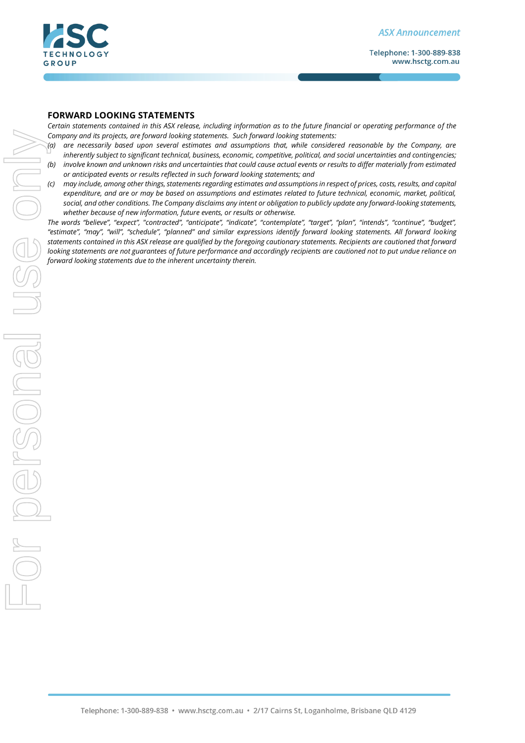## FORWARD LOOKING STATEMENTS

*Certain statements contained in this ASX release, including information as to the future financial or operating performance of the Company and its projects, are forward looking statements. Such forward looking statements:*

*(a) are necessarily based upon several estimates and assumptions that, while considered reasonable by the Company, are inherently subject to significant technical, business, economic, competitive, political, and social uncertainties and contingencies;*

*(b) involve known and unknown risks and uncertainties that could cause actual events or results to differ materially from estimated or anticipated events or results reflected in such forward looking statements; and*

*(c) may include, among other things, statements regarding estimates and assumptions in respect of prices, costs, results, and capital expenditure, and are or may be based on assumptions and estimates related to future technical, economic, market, political, social, and other conditions. The Company disclaims any intent or obligation to publicly update any forward-looking statements, whether because of new information, future events, or results or otherwise.*

*The words "believe", "expect", "contracted", "anticipate", "indicate", "contemplate", "target", "plan", "intends", "continue", "budget", "estimate", "may", "will", "schedule", "planned" and similar expressions identify forward looking statements. All forward looking statements contained in this ASX release are qualified by the foregoing cautionary statements. Recipients are cautioned that forward looking statements are not guarantees of future performance and accordingly recipients are cautioned not to put undue reliance on forward looking statements due to the inherent uncertainty therein.*